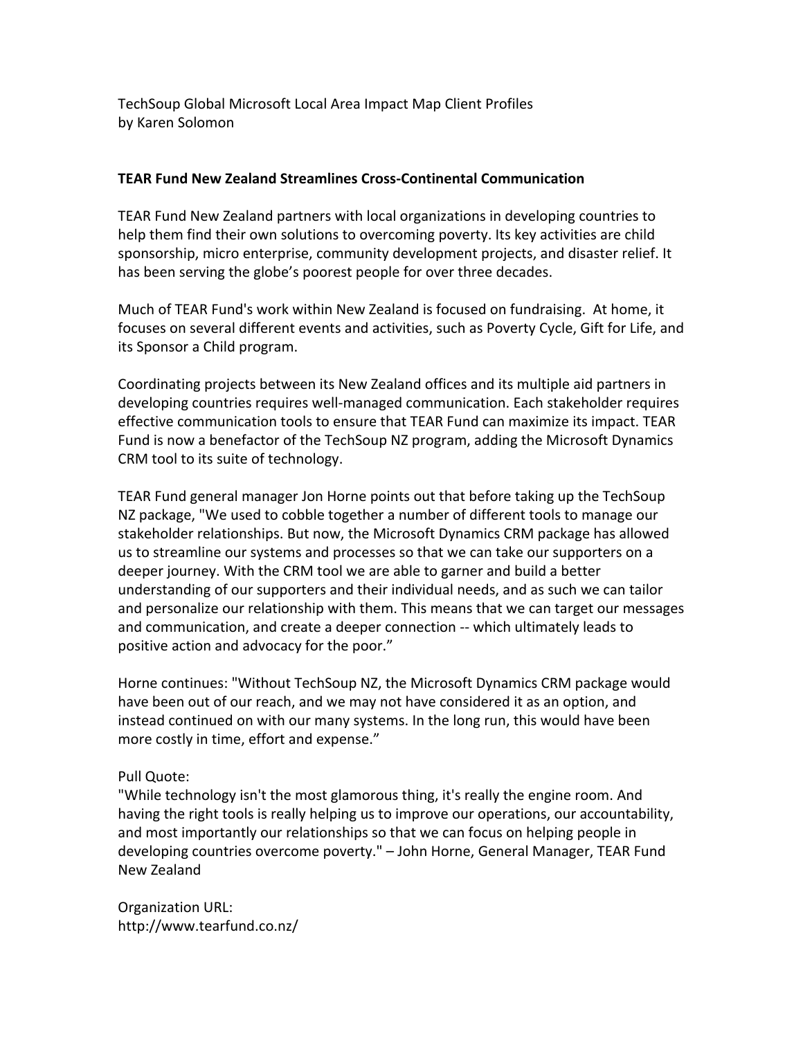TechSoup Global Microsoft Local Area Impact Map Client Profiles
by Karen Solomon

**TEAR Fund New Zealand Streamlines Cross-Continental Communication**

TEAR Fund New Zealand partners with local organizations in developing countries to help them find their own solutions to overcoming poverty. Its key activities are child sponsorship, micro enterprise, community development projects, and disaster relief. It has been serving the globe's poorest people for over three decades.

Much of TEAR Fund's work within New Zealand is focused on fundraising. At home, it focuses on several different events and activities, such as Poverty Cycle, Gift for Life, and its Sponsor a Child program.

Coordinating projects between its New Zealand offices and its multiple aid partners in developing countries requires well-managed communication. Each stakeholder requires effective communication tools to ensure that TEAR Fund can maximize its impact. TEAR Fund is now a benefactor of the TechSoup NZ program, adding the Microsoft Dynamics CRM tool to its suite of technology.

TEAR Fund general manager Jon Horne points out that before taking up the TechSoup NZ package, "We used to cobble together a number of different tools to manage our stakeholder relationships. But now, the Microsoft Dynamics CRM package has allowed us to streamline our systems and processes so that we can take our supporters on a deeper journey. With the CRM tool we are able to garner and build a better understanding of our supporters and their individual needs, and as such we can tailor and personalize our relationship with them. This means that we can target our messages and communication, and create a deeper connection -- which ultimately leads to positive action and advocacy for the poor."

Horne continues: "Without TechSoup NZ, the Microsoft Dynamics CRM package would have been out of our reach, and we may not have considered it as an option, and instead continued on with our many systems. In the long run, this would have been more costly in time, effort and expense."

Pull Quote:
"While technology isn't the most glamorous thing, it's really the engine room. And having the right tools is really helping us to improve our operations, our accountability, and most importantly our relationships so that we can focus on helping people in developing countries overcome poverty." – John Horne, General Manager, TEAR Fund New Zealand

Organization URL:
http://www.tearfund.co.nz/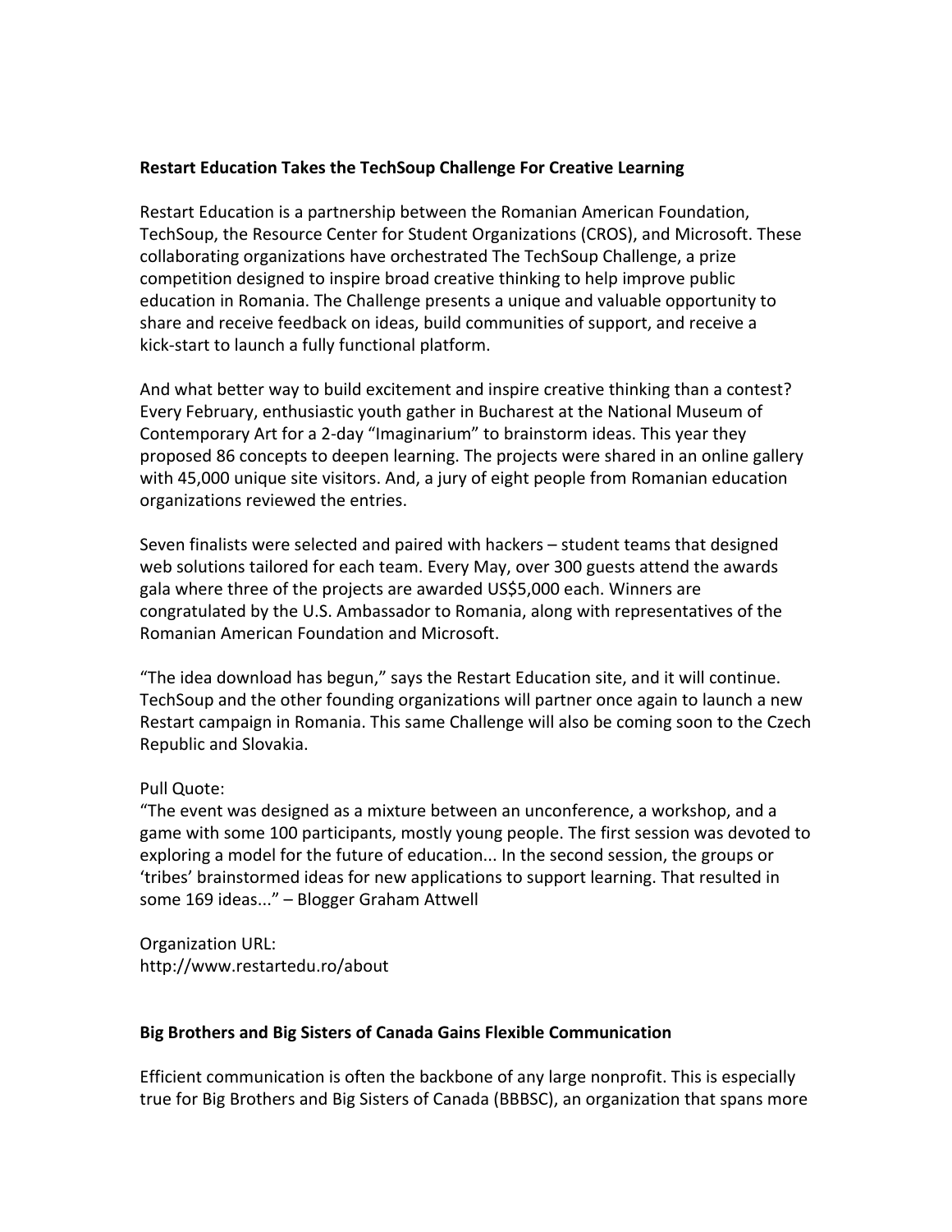**Restart Education Takes the TechSoup Challenge For Creative Learning**

Restart Education is a partnership between the Romanian American Foundation, TechSoup, the Resource Center for Student Organizations (CROS), and Microsoft. These collaborating organizations have orchestrated The TechSoup Challenge, a prize competition designed to inspire broad creative thinking to help improve public education in Romania. The Challenge presents a unique and valuable opportunity to share and receive feedback on ideas, build communities of support, and receive a kick-start to launch a fully functional platform.

And what better way to build excitement and inspire creative thinking than a contest? Every February, enthusiastic youth gather in Bucharest at the National Museum of Contemporary Art for a 2-day "Imaginarium" to brainstorm ideas. This year they proposed 86 concepts to deepen learning. The projects were shared in an online gallery with 45,000 unique site visitors. And, a jury of eight people from Romanian education organizations reviewed the entries.

Seven finalists were selected and paired with hackers – student teams that designed web solutions tailored for each team. Every May, over 300 guests attend the awards gala where three of the projects are awarded US$5,000 each. Winners are congratulated by the U.S. Ambassador to Romania, along with representatives of the Romanian American Foundation and Microsoft.

"The idea download has begun," says the Restart Education site, and it will continue. TechSoup and the other founding organizations will partner once again to launch a new Restart campaign in Romania. This same Challenge will also be coming soon to the Czech Republic and Slovakia.

Pull Quote:
"The event was designed as a mixture between an unconference, a workshop, and a game with some 100 participants, mostly young people. The first session was devoted to exploring a model for the future of education... In the second session, the groups or 'tribes' brainstormed ideas for new applications to support learning. That resulted in some 169 ideas..." – Blogger Graham Attwell

Organization URL:
http://www.restartedu.ro/about

**Big Brothers and Big Sisters of Canada Gains Flexible Communication**

Efficient communication is often the backbone of any large nonprofit. This is especially true for Big Brothers and Big Sisters of Canada (BBBSC), an organization that spans more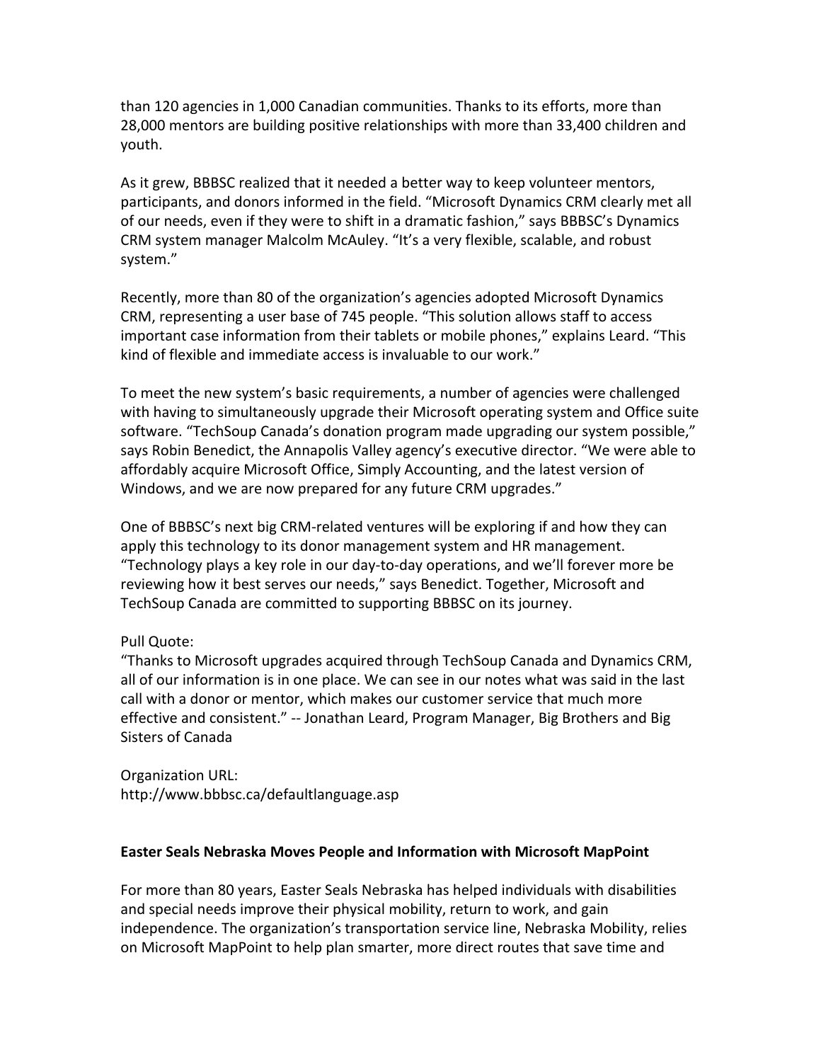than 120 agencies in 1,000 Canadian communities. Thanks to its efforts, more than 28,000 mentors are building positive relationships with more than 33,400 children and youth.

As it grew, BBBSC realized that it needed a better way to keep volunteer mentors, participants, and donors informed in the field. “Microsoft Dynamics CRM clearly met all of our needs, even if they were to shift in a dramatic fashion,” says BBBSC’s Dynamics CRM system manager Malcolm McAuley. “It’s a very flexible, scalable, and robust system.”

Recently, more than 80 of the organization’s agencies adopted Microsoft Dynamics CRM, representing a user base of 745 people. “This solution allows staff to access important case information from their tablets or mobile phones,” explains Leard. “This kind of flexible and immediate access is invaluable to our work.”

To meet the new system’s basic requirements, a number of agencies were challenged with having to simultaneously upgrade their Microsoft operating system and Office suite software. “TechSoup Canada’s donation program made upgrading our system possible,” says Robin Benedict, the Annapolis Valley agency’s executive director. “We were able to affordably acquire Microsoft Office, Simply Accounting, and the latest version of Windows, and we are now prepared for any future CRM upgrades.”

One of BBBSC’s next big CRM-related ventures will be exploring if and how they can apply this technology to its donor management system and HR management. “Technology plays a key role in our day-to-day operations, and we’ll forever more be reviewing how it best serves our needs,” says Benedict. Together, Microsoft and TechSoup Canada are committed to supporting BBBSC on its journey.

Pull Quote:
“Thanks to Microsoft upgrades acquired through TechSoup Canada and Dynamics CRM, all of our information is in one place. We can see in our notes what was said in the last call with a donor or mentor, which makes our customer service that much more effective and consistent.” -- Jonathan Leard, Program Manager, Big Brothers and Big Sisters of Canada

Organization URL:
http://www.bbbsc.ca/defaultlanguage.asp

**Easter Seals Nebraska Moves People and Information with Microsoft MapPoint**

For more than 80 years, Easter Seals Nebraska has helped individuals with disabilities and special needs improve their physical mobility, return to work, and gain independence. The organization’s transportation service line, Nebraska Mobility, relies on Microsoft MapPoint to help plan smarter, more direct routes that save time and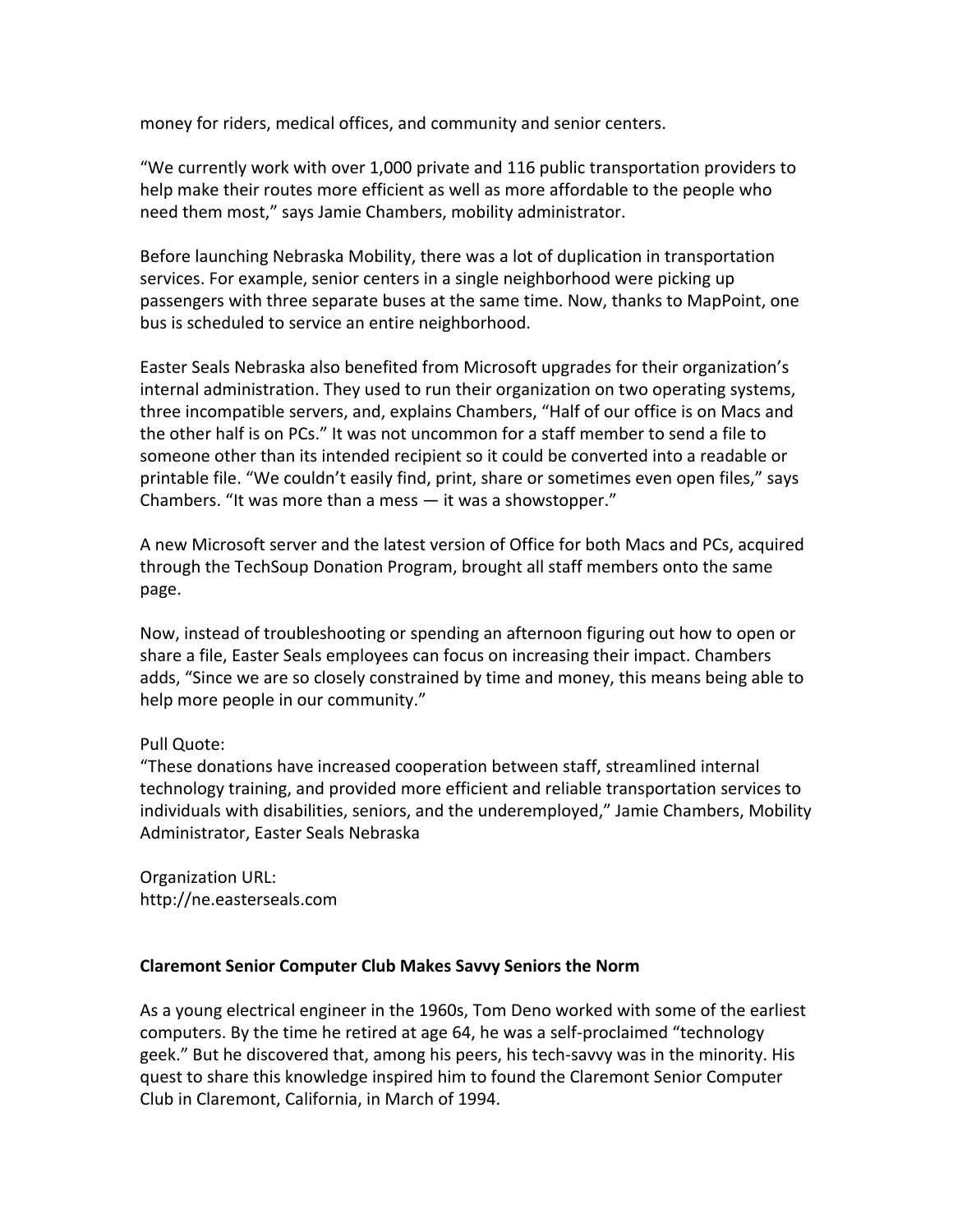money for riders, medical offices, and community and senior centers.

"We currently work with over 1,000 private and 116 public transportation providers to help make their routes more efficient as well as more affordable to the people who need them most," says Jamie Chambers, mobility administrator.

Before launching Nebraska Mobility, there was a lot of duplication in transportation services. For example, senior centers in a single neighborhood were picking up passengers with three separate buses at the same time. Now, thanks to MapPoint, one bus is scheduled to service an entire neighborhood.

Easter Seals Nebraska also benefited from Microsoft upgrades for their organization's internal administration. They used to run their organization on two operating systems, three incompatible servers, and, explains Chambers, "Half of our office is on Macs and the other half is on PCs." It was not uncommon for a staff member to send a file to someone other than its intended recipient so it could be converted into a readable or printable file. "We couldn't easily find, print, share or sometimes even open files," says Chambers. "It was more than a mess — it was a showstopper."

A new Microsoft server and the latest version of Office for both Macs and PCs, acquired through the TechSoup Donation Program, brought all staff members onto the same page.

Now, instead of troubleshooting or spending an afternoon figuring out how to open or share a file, Easter Seals employees can focus on increasing their impact. Chambers adds, "Since we are so closely constrained by time and money, this means being able to help more people in our community."

Pull Quote:
"These donations have increased cooperation between staff, streamlined internal technology training, and provided more efficient and reliable transportation services to individuals with disabilities, seniors, and the underemployed," Jamie Chambers, Mobility Administrator, Easter Seals Nebraska

Organization URL:
http://ne.easterseals.com

**Claremont Senior Computer Club Makes Savvy Seniors the Norm**

As a young electrical engineer in the 1960s, Tom Deno worked with some of the earliest computers. By the time he retired at age 64, he was a self-proclaimed "technology geek." But he discovered that, among his peers, his tech-savvy was in the minority. His quest to share this knowledge inspired him to found the Claremont Senior Computer Club in Claremont, California, in March of 1994.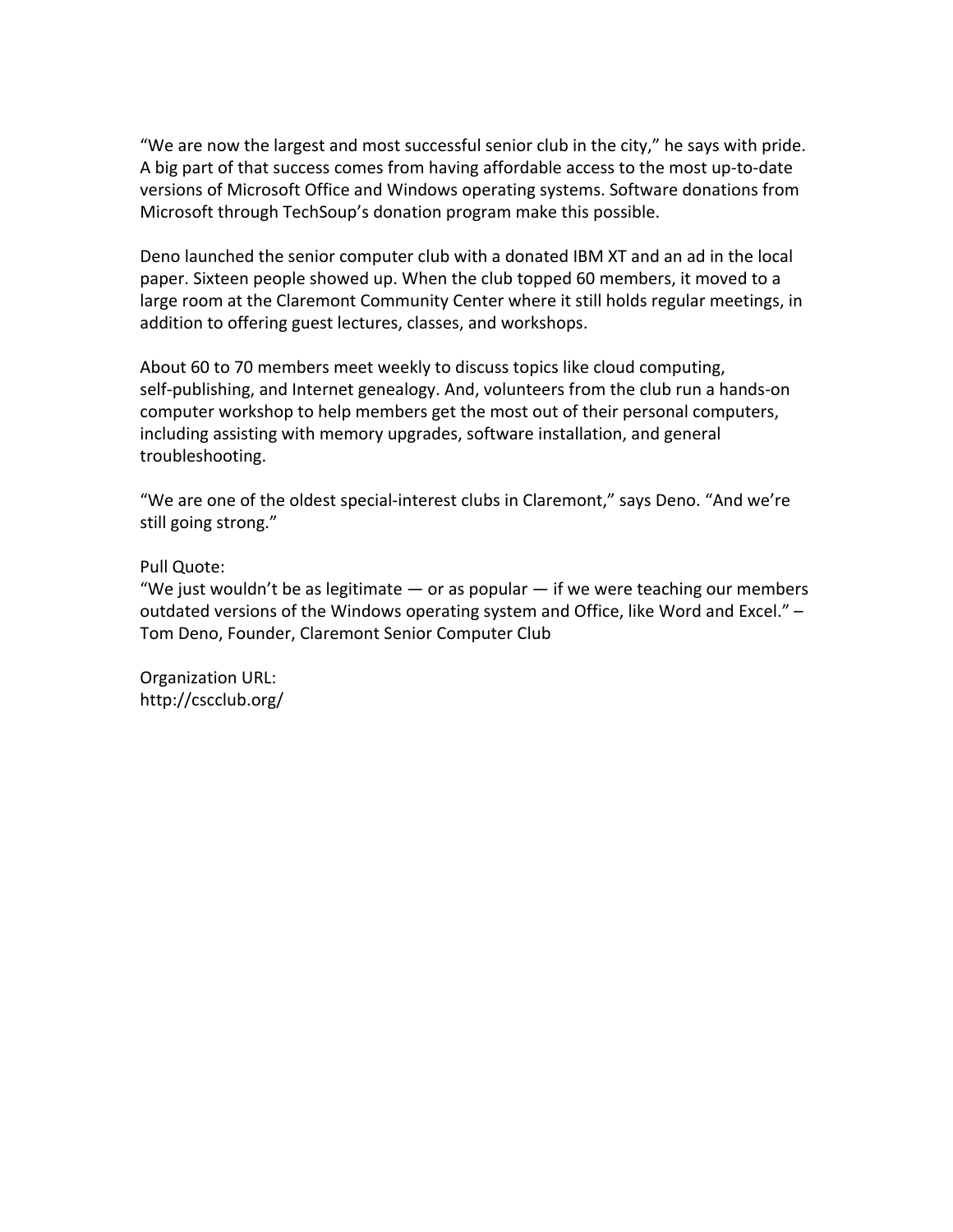“We are now the largest and most successful senior club in the city,” he says with pride. A big part of that success comes from having affordable access to the most up-to-date versions of Microsoft Office and Windows operating systems. Software donations from Microsoft through TechSoup’s donation program make this possible.

Deno launched the senior computer club with a donated IBM XT and an ad in the local paper. Sixteen people showed up. When the club topped 60 members, it moved to a large room at the Claremont Community Center where it still holds regular meetings, in addition to offering guest lectures, classes, and workshops.

About 60 to 70 members meet weekly to discuss topics like cloud computing, self-publishing, and Internet genealogy. And, volunteers from the club run a hands-on computer workshop to help members get the most out of their personal computers, including assisting with memory upgrades, software installation, and general troubleshooting.

“We are one of the oldest special-interest clubs in Claremont,” says Deno. “And we’re still going strong.”

Pull Quote:
“We just wouldn’t be as legitimate — or as popular — if we were teaching our members outdated versions of the Windows operating system and Office, like Word and Excel.” – Tom Deno, Founder, Claremont Senior Computer Club

Organization URL:
http://cscclub.org/